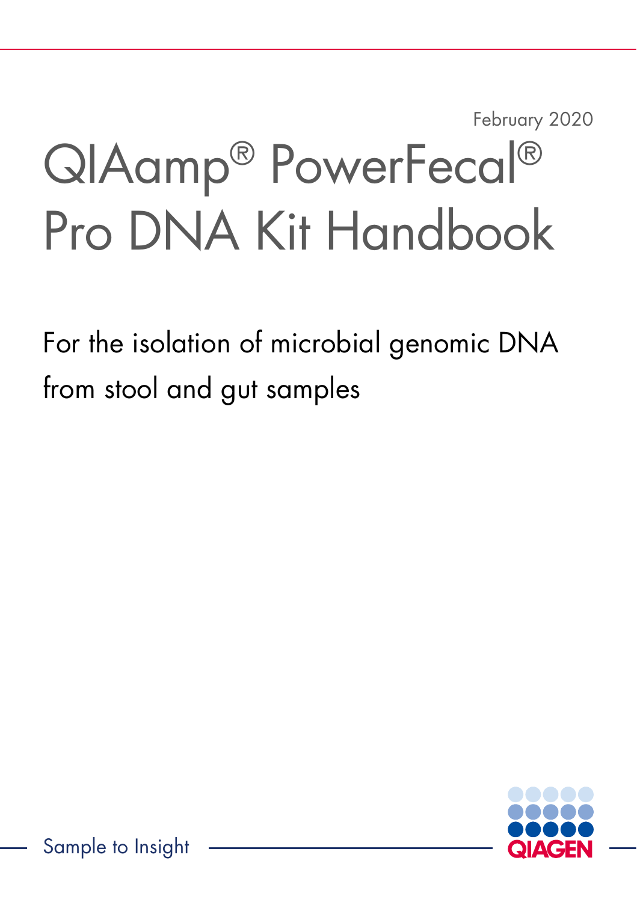February 2020

# QIAamp® PowerFecal® Pro DNA Kit Handbook

For the isolation of microbial genomic DNA from stool and gut samples

Sample to Insight

QIAGEN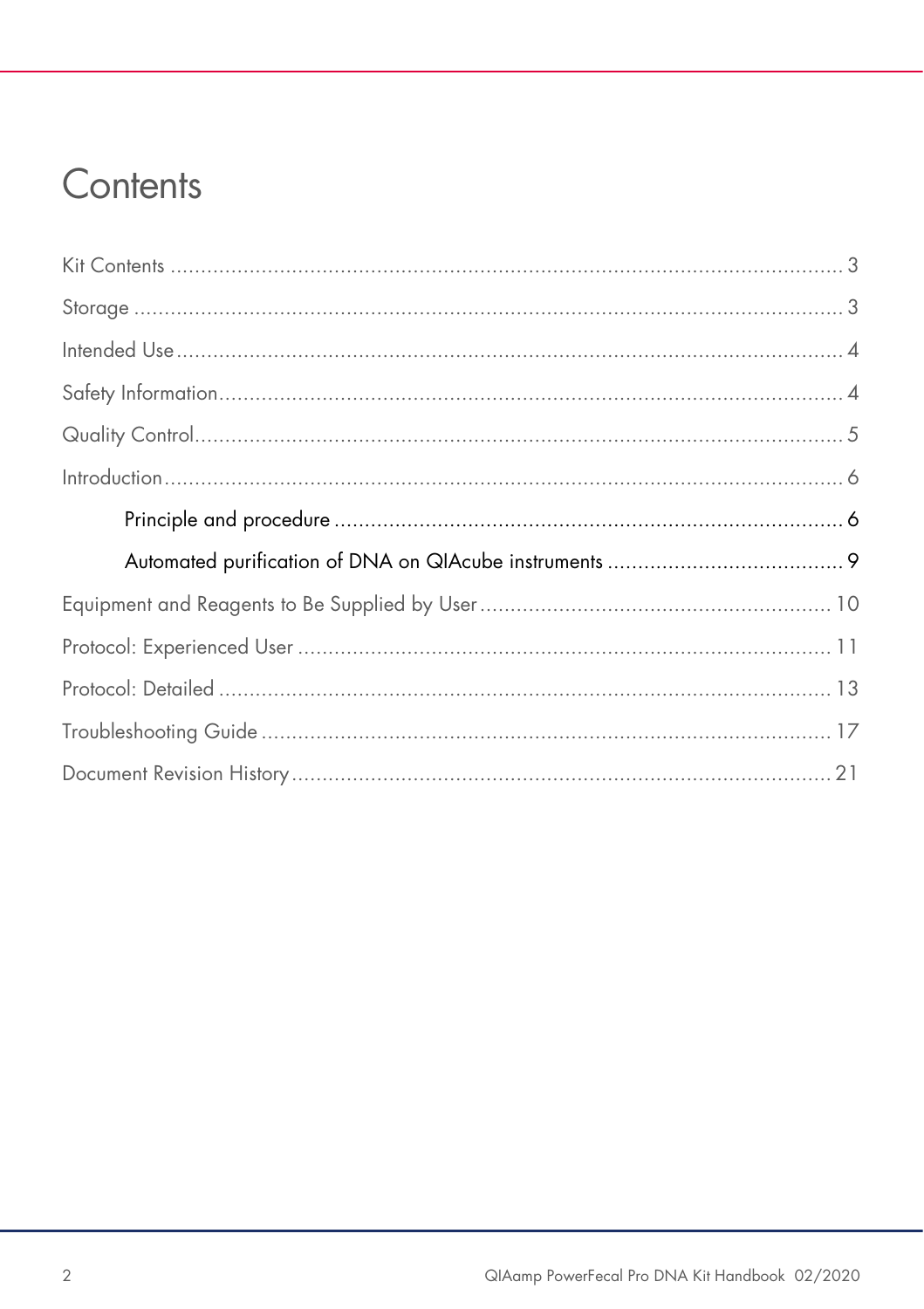# Contents

Kit Contents ........................................................................................................ 3

Storage ................................................................................................................ 3

Intended Use ........................................................................................................ 4

Safety Information ................................................................................................ 4

Quality Control ..................................................................................................... 5

Introduction .......................................................................................................... 6

- Principle and procedure ................................................................................. 6
- Automated purification of DNA on QIAcube instruments ................................... 9

Equipment and Reagents to Be Supplied by User ................................................... 10

Protocol: Experienced User .................................................................................. 11

Protocol: Detailed ............................................................................................... 13

Troubleshooting Guide ......................................................................................... 17

Document Revision History ................................................................................... 21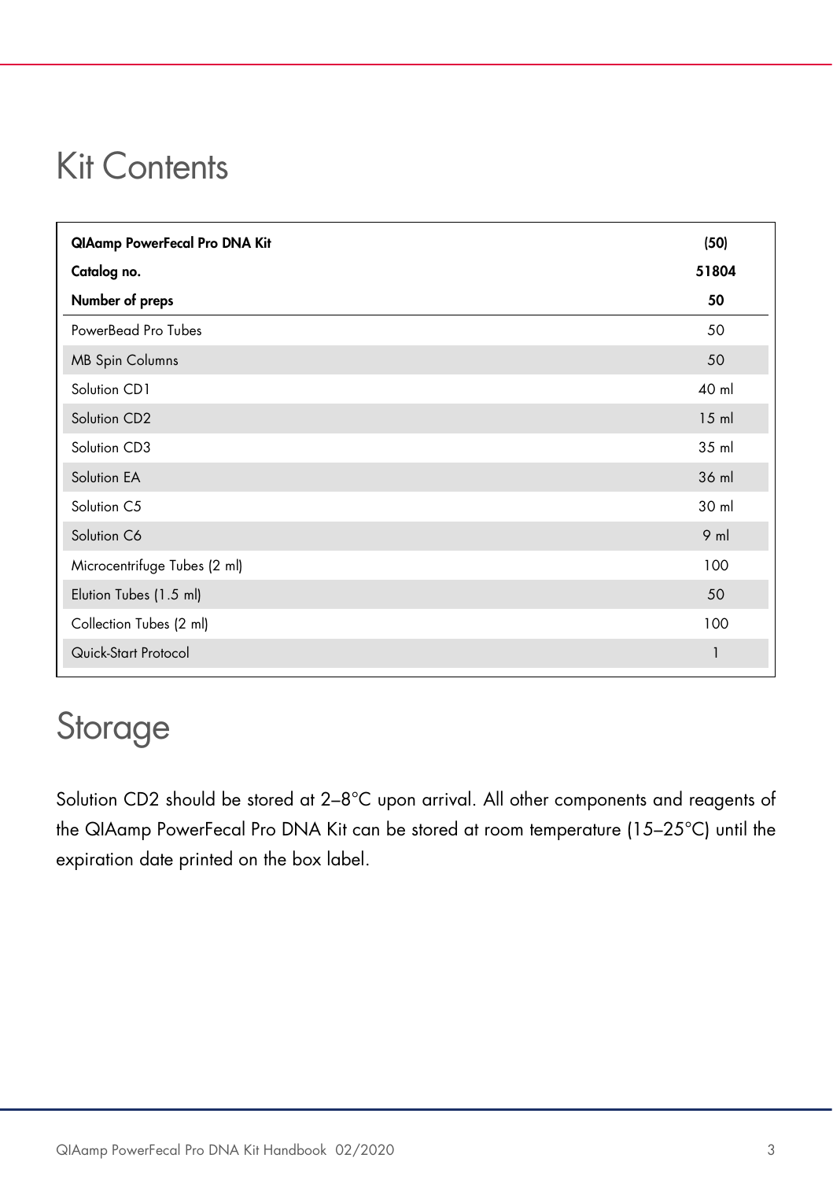# Kit Contents

| **QIAamp PowerFecal Pro DNA Kit** | **(50)** |
|---|---|
| **Catalog no.** | **51804** |
| **Number of preps** | **50** |
| PowerBead Pro Tubes | 50 |
| MB Spin Columns | 50 |
| Solution CD1 | 40 ml |
| Solution CD2 | 15 ml |
| Solution CD3 | 35 ml |
| Solution EA | 36 ml |
| Solution C5 | 30 ml |
| Solution C6 | 9 ml |
| Microcentrifuge Tubes (2 ml) | 100 |
| Elution Tubes (1.5 ml) | 50 |
| Collection Tubes (2 ml) | 100 |
| Quick-Start Protocol | 1 |

# Storage

Solution CD2 should be stored at 2–8°C upon arrival. All other components and reagents of the QIAamp PowerFecal Pro DNA Kit can be stored at room temperature (15–25°C) until the expiration date printed on the box label.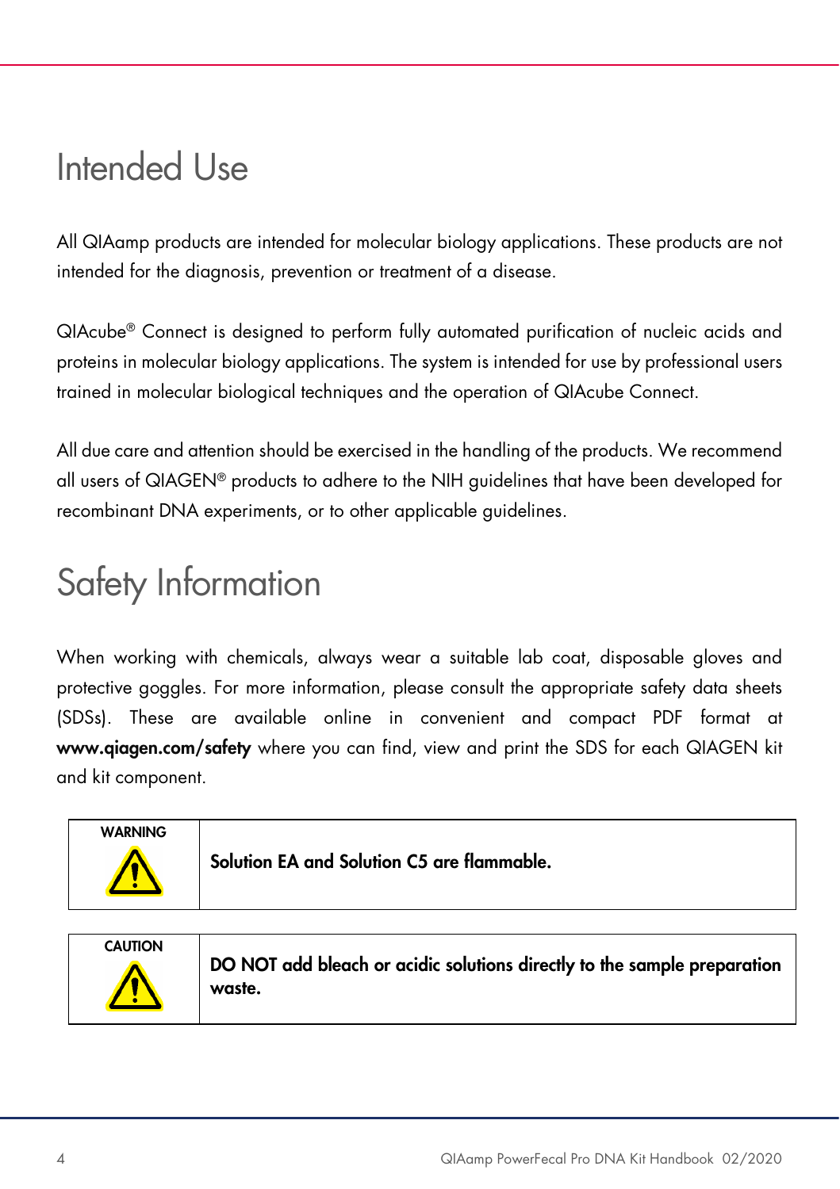# Intended Use

All QIAamp products are intended for molecular biology applications. These products are not intended for the diagnosis, prevention or treatment of a disease.

QIAcube® Connect is designed to perform fully automated purification of nucleic acids and proteins in molecular biology applications. The system is intended for use by professional users trained in molecular biological techniques and the operation of QIAcube Connect.

All due care and attention should be exercised in the handling of the products. We recommend all users of QIAGEN® products to adhere to the NIH guidelines that have been developed for recombinant DNA experiments, or to other applicable guidelines.

# Safety Information

When working with chemicals, always wear a suitable lab coat, disposable gloves and protective goggles. For more information, please consult the appropriate safety data sheets (SDSs). These are available online in convenient and compact PDF format at **www.qiagen.com/safety** where you can find, view and print the SDS for each QIAGEN kit and kit component.

| | |
|---|---|
| WARNING | **Solution EA and Solution C5 are flammable.** |

| | |
|---|---|
| CAUTION | **DO NOT add bleach or acidic solutions directly to the sample preparation waste.** |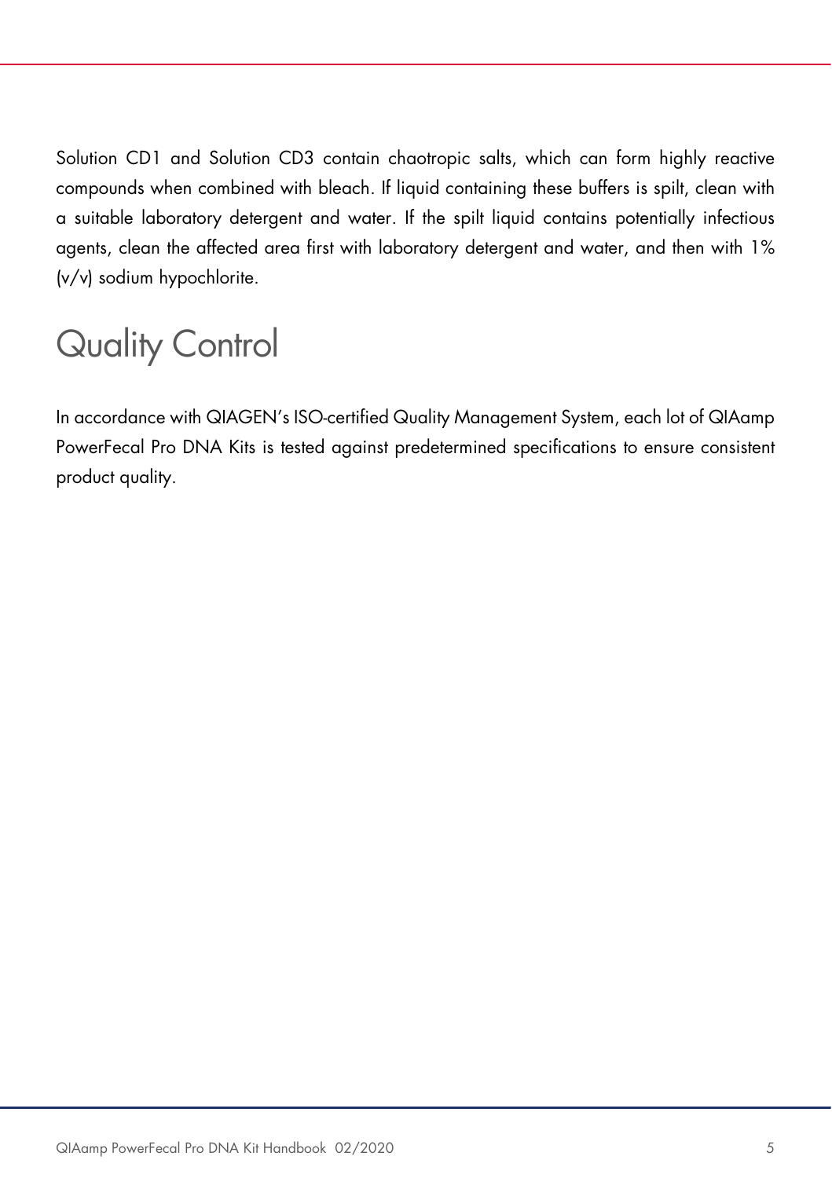Solution CD1 and Solution CD3 contain chaotropic salts, which can form highly reactive compounds when combined with bleach. If liquid containing these buffers is spilt, clean with a suitable laboratory detergent and water. If the spilt liquid contains potentially infectious agents, clean the affected area first with laboratory detergent and water, and then with 1% (v/v) sodium hypochlorite.

# Quality Control

In accordance with QIAGEN's ISO-certified Quality Management System, each lot of QIAamp PowerFecal Pro DNA Kits is tested against predetermined specifications to ensure consistent product quality.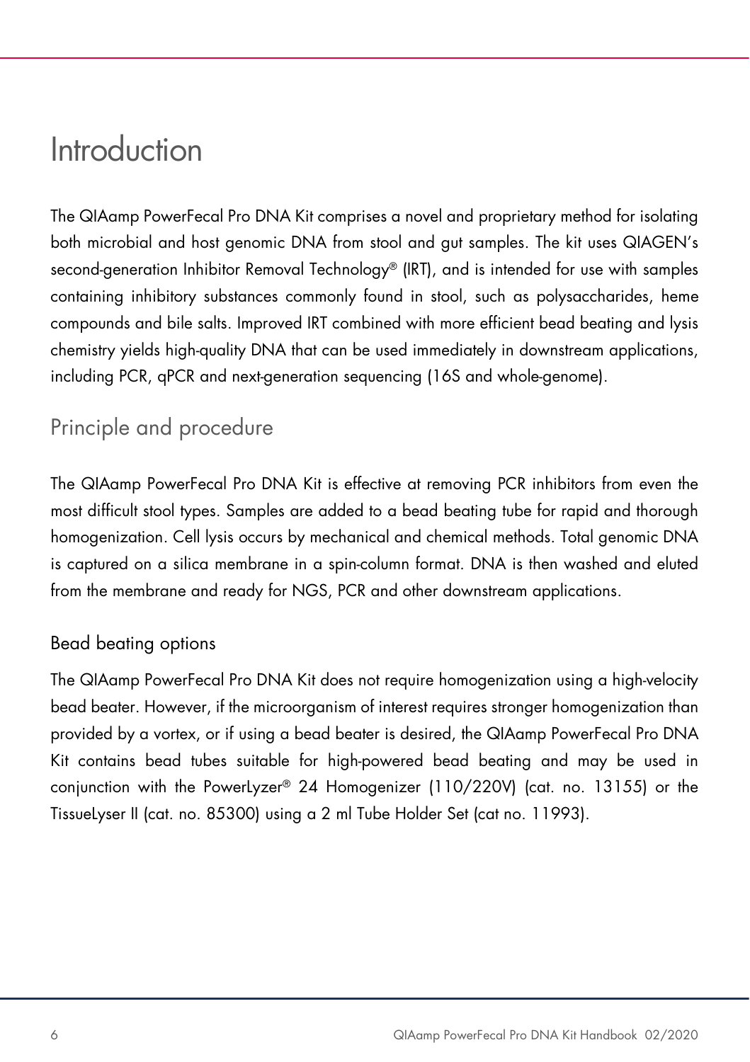# Introduction

The QIAamp PowerFecal Pro DNA Kit comprises a novel and proprietary method for isolating both microbial and host genomic DNA from stool and gut samples. The kit uses QIAGEN's second-generation Inhibitor Removal Technology® (IRT), and is intended for use with samples containing inhibitory substances commonly found in stool, such as polysaccharides, heme compounds and bile salts. Improved IRT combined with more efficient bead beating and lysis chemistry yields high-quality DNA that can be used immediately in downstream applications, including PCR, qPCR and next-generation sequencing (16S and whole-genome).

## Principle and procedure

The QIAamp PowerFecal Pro DNA Kit is effective at removing PCR inhibitors from even the most difficult stool types. Samples are added to a bead beating tube for rapid and thorough homogenization. Cell lysis occurs by mechanical and chemical methods. Total genomic DNA is captured on a silica membrane in a spin-column format. DNA is then washed and eluted from the membrane and ready for NGS, PCR and other downstream applications.

### Bead beating options

The QIAamp PowerFecal Pro DNA Kit does not require homogenization using a high-velocity bead beater. However, if the microorganism of interest requires stronger homogenization than provided by a vortex, or if using a bead beater is desired, the QIAamp PowerFecal Pro DNA Kit contains bead tubes suitable for high-powered bead beating and may be used in conjunction with the PowerLyzer® 24 Homogenizer (110/220V) (cat. no. 13155) or the TissueLyser II (cat. no. 85300) using a 2 ml Tube Holder Set (cat no. 11993).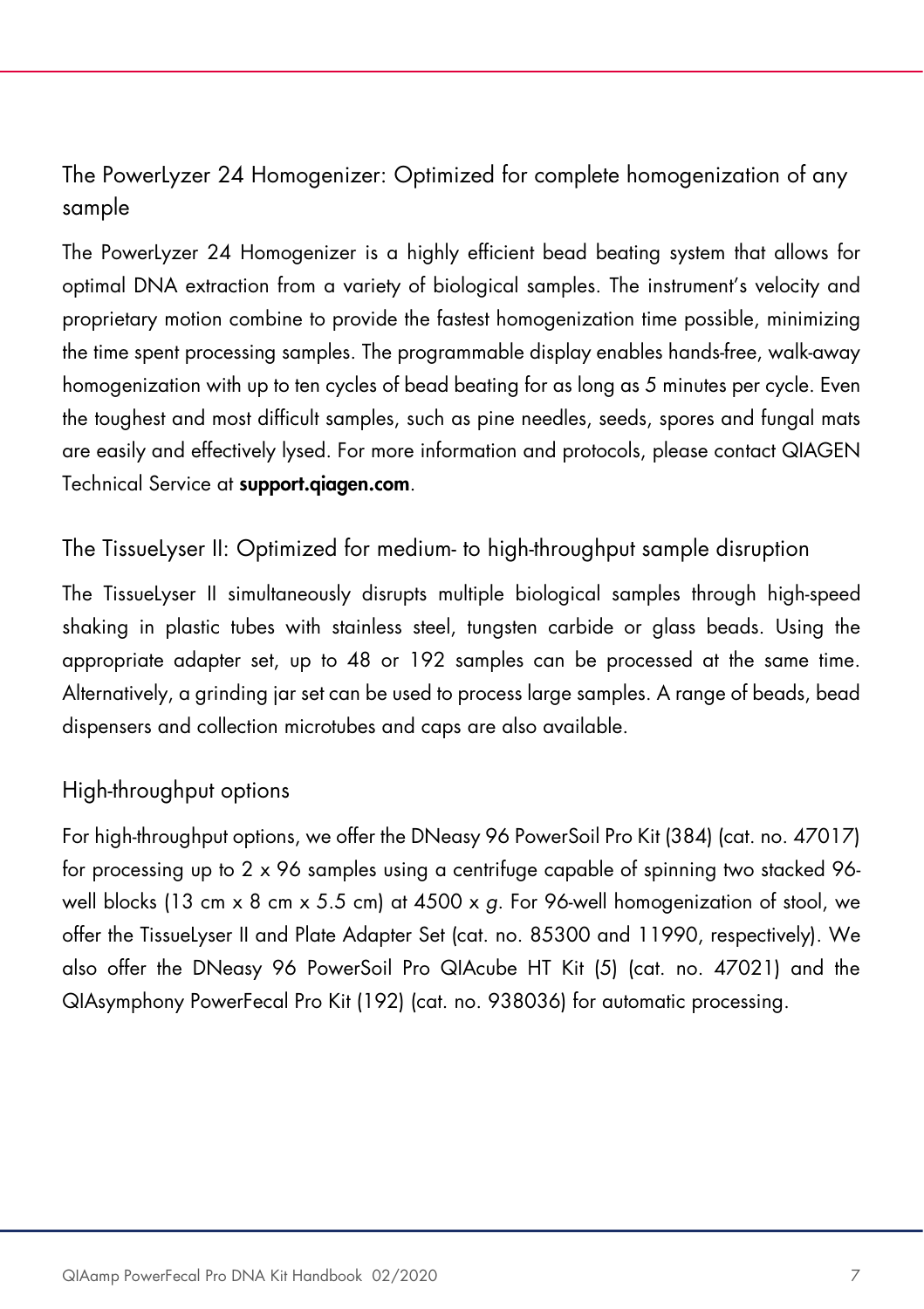## The PowerLyzer 24 Homogenizer: Optimized for complete homogenization of any sample

The PowerLyzer 24 Homogenizer is a highly efficient bead beating system that allows for optimal DNA extraction from a variety of biological samples. The instrument's velocity and proprietary motion combine to provide the fastest homogenization time possible, minimizing the time spent processing samples. The programmable display enables hands-free, walk-away homogenization with up to ten cycles of bead beating for as long as 5 minutes per cycle. Even the toughest and most difficult samples, such as pine needles, seeds, spores and fungal mats are easily and effectively lysed. For more information and protocols, please contact QIAGEN Technical Service at **support.qiagen.com**.

## The TissueLyser II: Optimized for medium- to high-throughput sample disruption

The TissueLyser II simultaneously disrupts multiple biological samples through high-speed shaking in plastic tubes with stainless steel, tungsten carbide or glass beads. Using the appropriate adapter set, up to 48 or 192 samples can be processed at the same time. Alternatively, a grinding jar set can be used to process large samples. A range of beads, bead dispensers and collection microtubes and caps are also available.

## High-throughput options

For high-throughput options, we offer the DNeasy 96 PowerSoil Pro Kit (384) (cat. no. 47017) for processing up to 2 x 96 samples using a centrifuge capable of spinning two stacked 96-well blocks (13 cm x 8 cm x 5.5 cm) at 4500 x *g*. For 96-well homogenization of stool, we offer the TissueLyser II and Plate Adapter Set (cat. no. 85300 and 11990, respectively). We also offer the DNeasy 96 PowerSoil Pro QIAcube HT Kit (5) (cat. no. 47021) and the QIAsymphony PowerFecal Pro Kit (192) (cat. no. 938036) for automatic processing.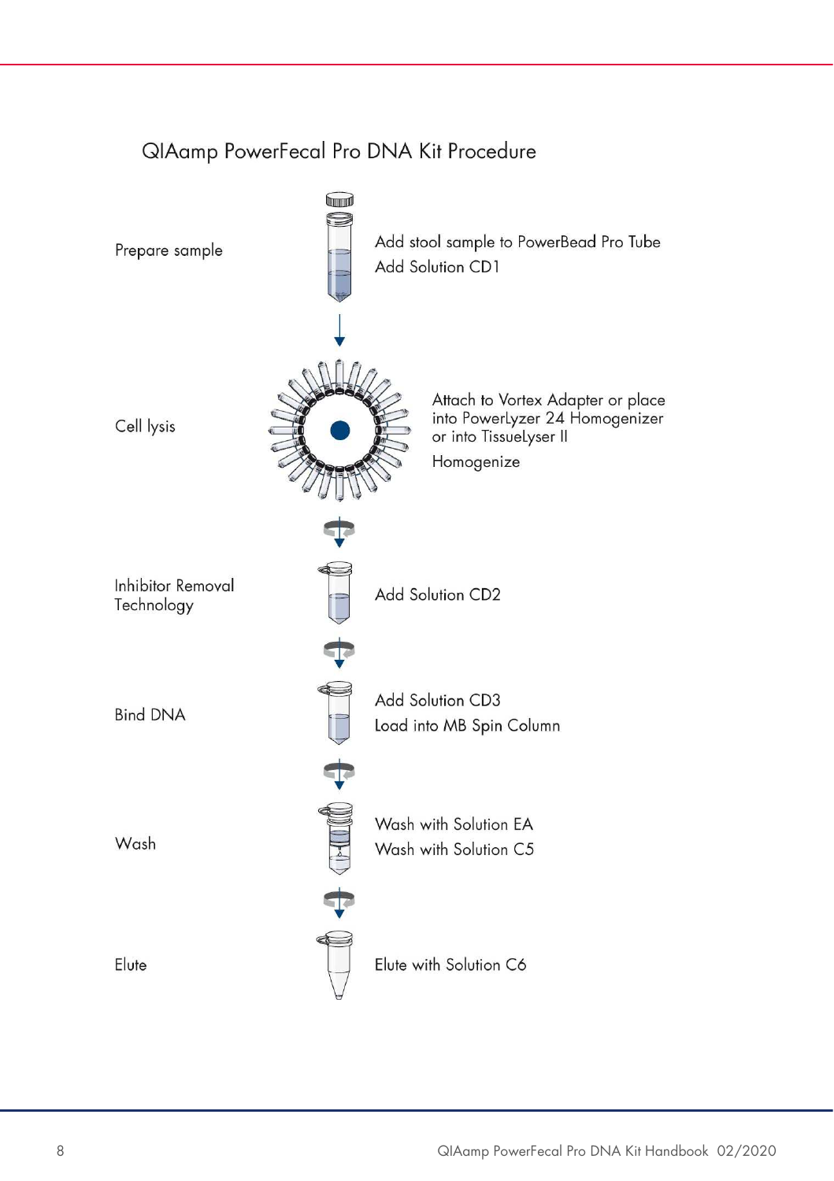## QIAamp PowerFecal Pro DNA Kit Procedure

**Prepare sample**

- Add stool sample to PowerBead Pro Tube
- Add Solution CD1

**Cell lysis**

- Attach to Vortex Adapter or place into PowerLyzer 24 Homogenizer or into TissueLyser II
- Homogenize

**Inhibitor Removal Technology**

- Add Solution CD2

**Bind DNA**

- Add Solution CD3
- Load into MB Spin Column

**Wash**

- Wash with Solution EA
- Wash with Solution C5

**Elute**

- Elute with Solution C6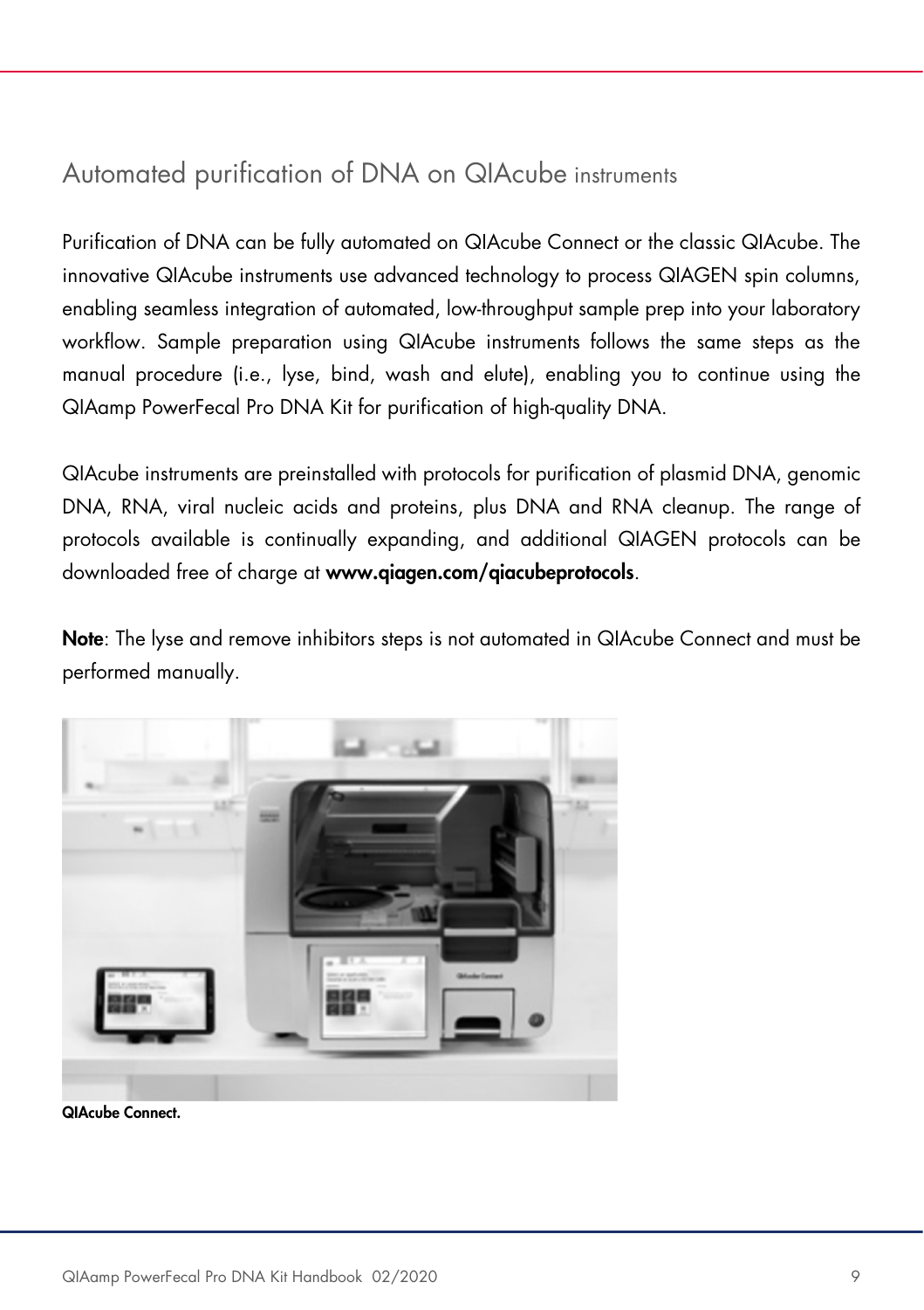## Automated purification of DNA on QIAcube instruments

Purification of DNA can be fully automated on QIAcube Connect or the classic QIAcube. The innovative QIAcube instruments use advanced technology to process QIAGEN spin columns, enabling seamless integration of automated, low-throughput sample prep into your laboratory workflow. Sample preparation using QIAcube instruments follows the same steps as the manual procedure (i.e., lyse, bind, wash and elute), enabling you to continue using the QIAamp PowerFecal Pro DNA Kit for purification of high-quality DNA.

QIAcube instruments are preinstalled with protocols for purification of plasmid DNA, genomic DNA, RNA, viral nucleic acids and proteins, plus DNA and RNA cleanup. The range of protocols available is continually expanding, and additional QIAGEN protocols can be downloaded free of charge at **www.qiagen.com/qiacubeprotocols**.

**Note**: The lyse and remove inhibitors steps is not automated in QIAcube Connect and must be performed manually.

**QIAcube Connect.**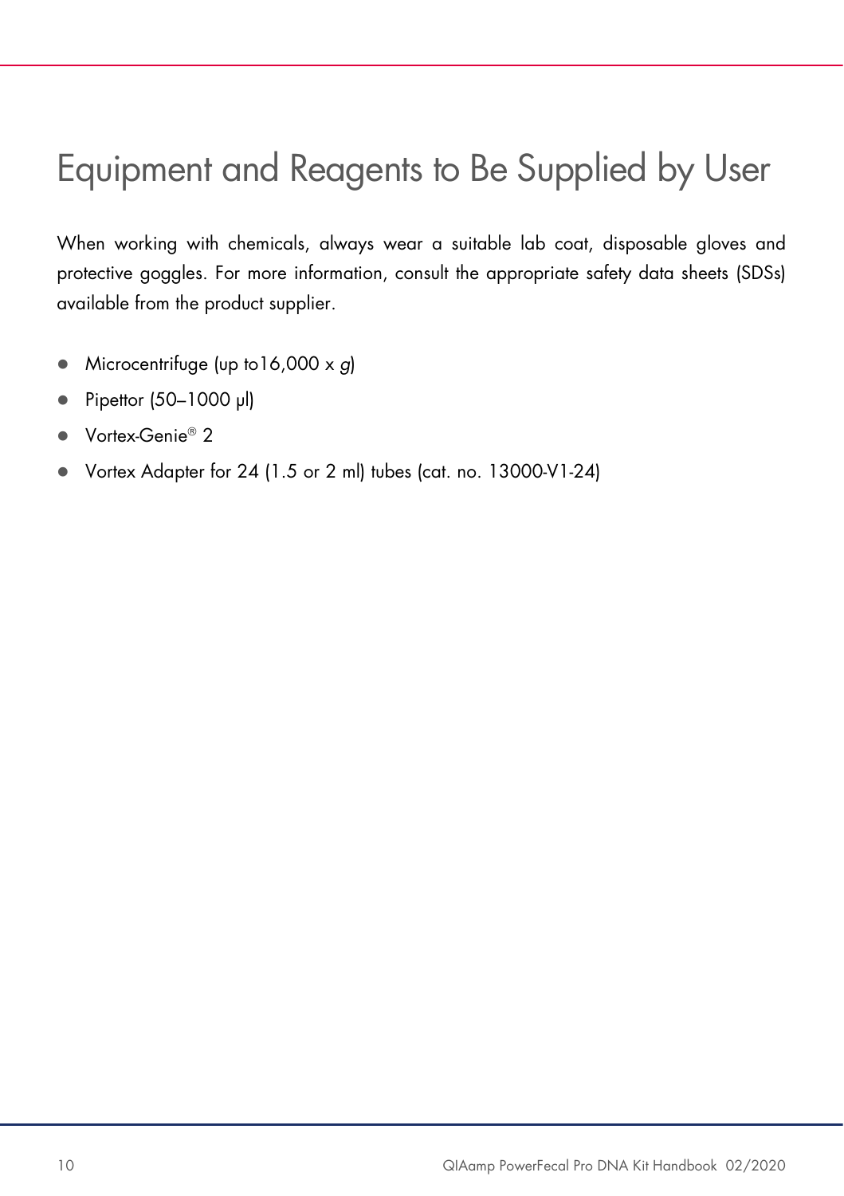# Equipment and Reagents to Be Supplied by User

When working with chemicals, always wear a suitable lab coat, disposable gloves and protective goggles. For more information, consult the appropriate safety data sheets (SDSs) available from the product supplier.

- Microcentrifuge (up to16,000 x *g*)
- Pipettor (50–1000 µl)
- Vortex-Genie® 2
- Vortex Adapter for 24 (1.5 or 2 ml) tubes (cat. no. 13000-V1-24)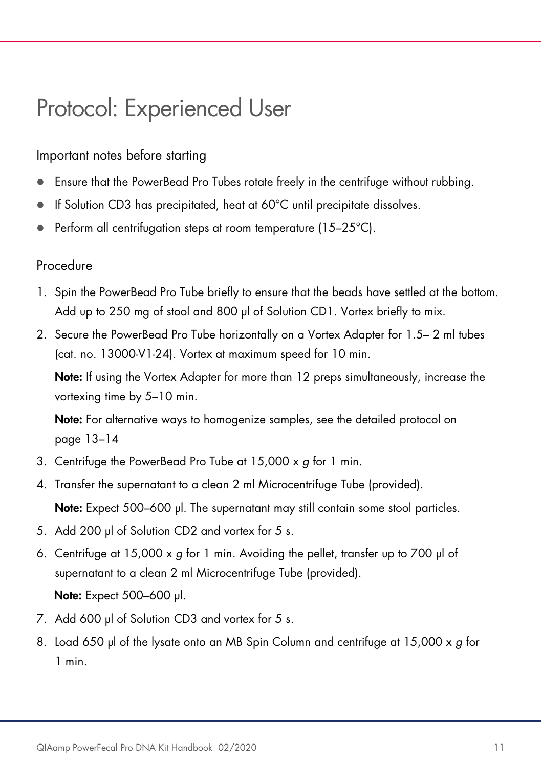# Protocol: Experienced User

## Important notes before starting

- Ensure that the PowerBead Pro Tubes rotate freely in the centrifuge without rubbing.
- If Solution CD3 has precipitated, heat at 60°C until precipitate dissolves.
- Perform all centrifugation steps at room temperature (15–25°C).

## Procedure

1. Spin the PowerBead Pro Tube briefly to ensure that the beads have settled at the bottom. Add up to 250 mg of stool and 800 µl of Solution CD1. Vortex briefly to mix.
2. Secure the PowerBead Pro Tube horizontally on a Vortex Adapter for 1.5– 2 ml tubes (cat. no. 13000-V1-24). Vortex at maximum speed for 10 min.

   **Note:** If using the Vortex Adapter for more than 12 preps simultaneously, increase the vortexing time by 5–10 min.

   **Note:** For alternative ways to homogenize samples, see the detailed protocol on page 13–14
3. Centrifuge the PowerBead Pro Tube at 15,000 x *g* for 1 min.
4. Transfer the supernatant to a clean 2 ml Microcentrifuge Tube (provided).

   **Note:** Expect 500–600 µl. The supernatant may still contain some stool particles.
5. Add 200 µl of Solution CD2 and vortex for 5 s.
6. Centrifuge at 15,000 x *g* for 1 min. Avoiding the pellet, transfer up to 700 µl of supernatant to a clean 2 ml Microcentrifuge Tube (provided).

   **Note:** Expect 500–600 µl.
7. Add 600 µl of Solution CD3 and vortex for 5 s.
8. Load 650 µl of the lysate onto an MB Spin Column and centrifuge at 15,000 x *g* for 1 min.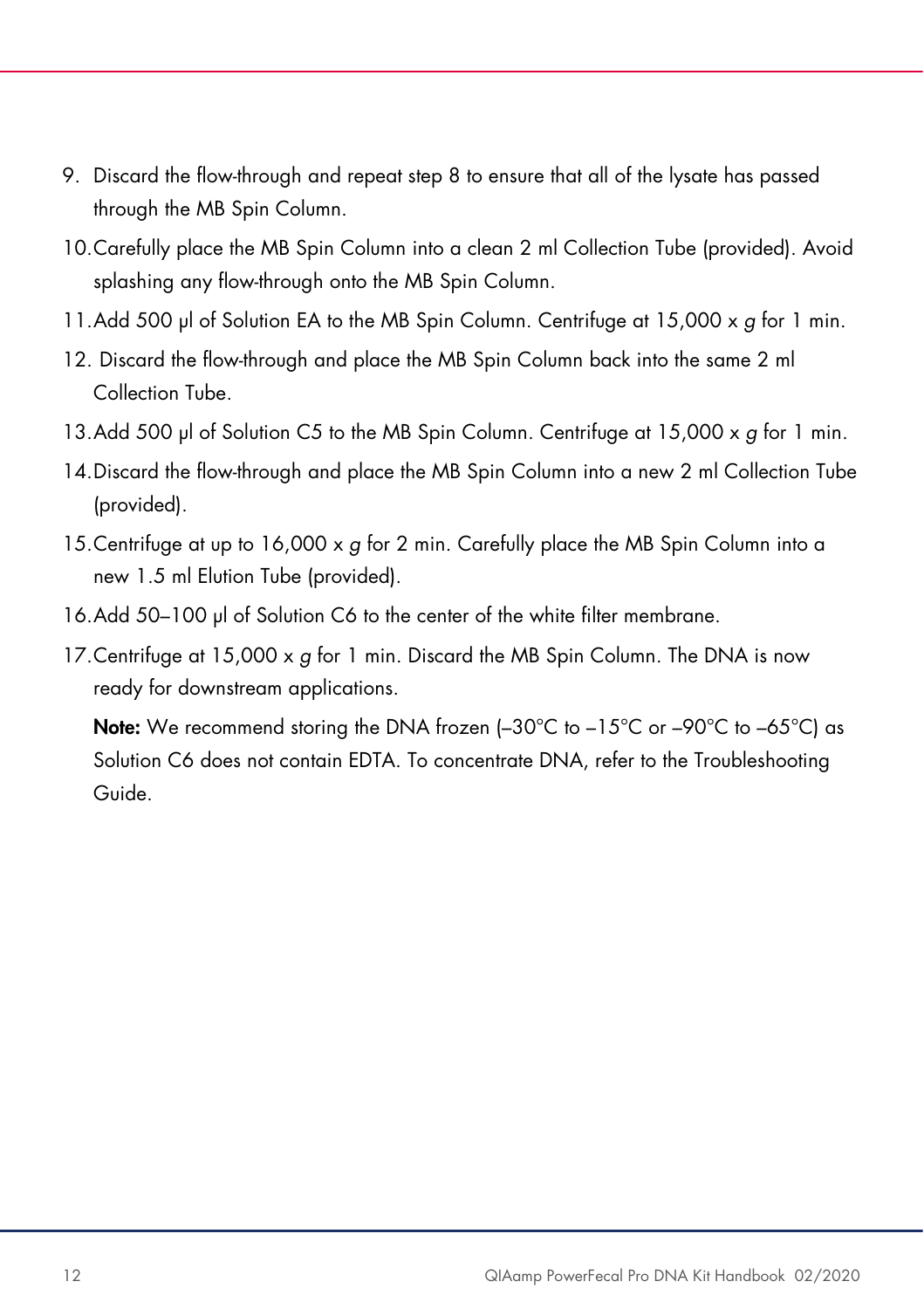9. Discard the flow-through and repeat step 8 to ensure that all of the lysate has passed through the MB Spin Column.
10. Carefully place the MB Spin Column into a clean 2 ml Collection Tube (provided). Avoid splashing any flow-through onto the MB Spin Column.
11. Add 500 µl of Solution EA to the MB Spin Column. Centrifuge at 15,000 x *g* for 1 min.
12. Discard the flow-through and place the MB Spin Column back into the same 2 ml Collection Tube.
13. Add 500 µl of Solution C5 to the MB Spin Column. Centrifuge at 15,000 x *g* for 1 min.
14. Discard the flow-through and place the MB Spin Column into a new 2 ml Collection Tube (provided).
15. Centrifuge at up to 16,000 x *g* for 2 min. Carefully place the MB Spin Column into a new 1.5 ml Elution Tube (provided).
16. Add 50–100 µl of Solution C6 to the center of the white filter membrane.
17. Centrifuge at 15,000 x *g* for 1 min. Discard the MB Spin Column. The DNA is now ready for downstream applications.

    **Note:** We recommend storing the DNA frozen (–30°C to –15°C or –90°C to –65°C) as Solution C6 does not contain EDTA. To concentrate DNA, refer to the Troubleshooting Guide.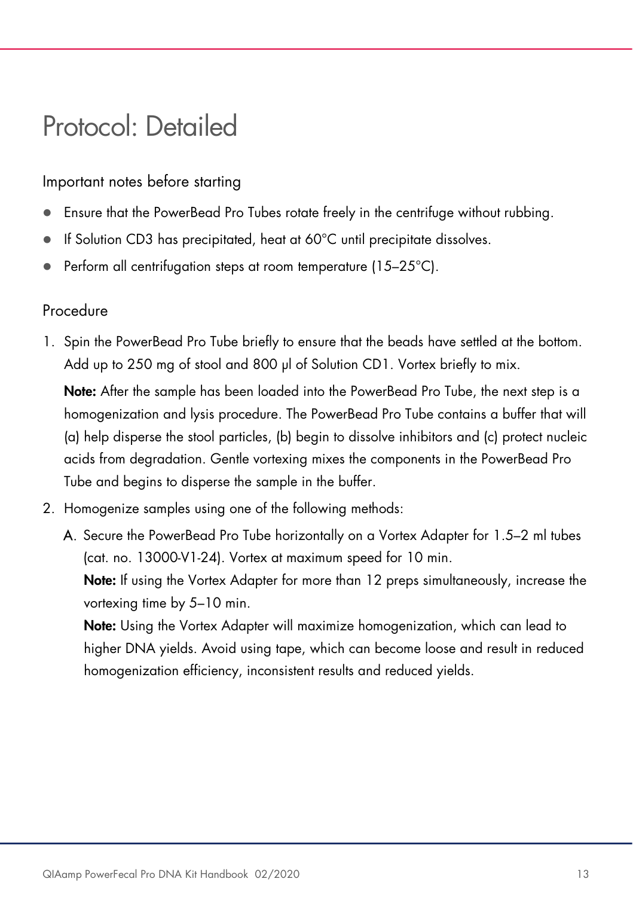# Protocol: Detailed

## Important notes before starting

- Ensure that the PowerBead Pro Tubes rotate freely in the centrifuge without rubbing.
- If Solution CD3 has precipitated, heat at 60°C until precipitate dissolves.
- Perform all centrifugation steps at room temperature (15–25°C).

## Procedure

1. Spin the PowerBead Pro Tube briefly to ensure that the beads have settled at the bottom. Add up to 250 mg of stool and 800 µl of Solution CD1. Vortex briefly to mix.

   **Note:** After the sample has been loaded into the PowerBead Pro Tube, the next step is a homogenization and lysis procedure. The PowerBead Pro Tube contains a buffer that will (a) help disperse the stool particles, (b) begin to dissolve inhibitors and (c) protect nucleic acids from degradation. Gentle vortexing mixes the components in the PowerBead Pro Tube and begins to disperse the sample in the buffer.

2. Homogenize samples using one of the following methods:

   A. Secure the PowerBead Pro Tube horizontally on a Vortex Adapter for 1.5–2 ml tubes (cat. no. 13000-V1-24). Vortex at maximum speed for 10 min.

      **Note:** If using the Vortex Adapter for more than 12 preps simultaneously, increase the vortexing time by 5–10 min.

      **Note:** Using the Vortex Adapter will maximize homogenization, which can lead to higher DNA yields. Avoid using tape, which can become loose and result in reduced homogenization efficiency, inconsistent results and reduced yields.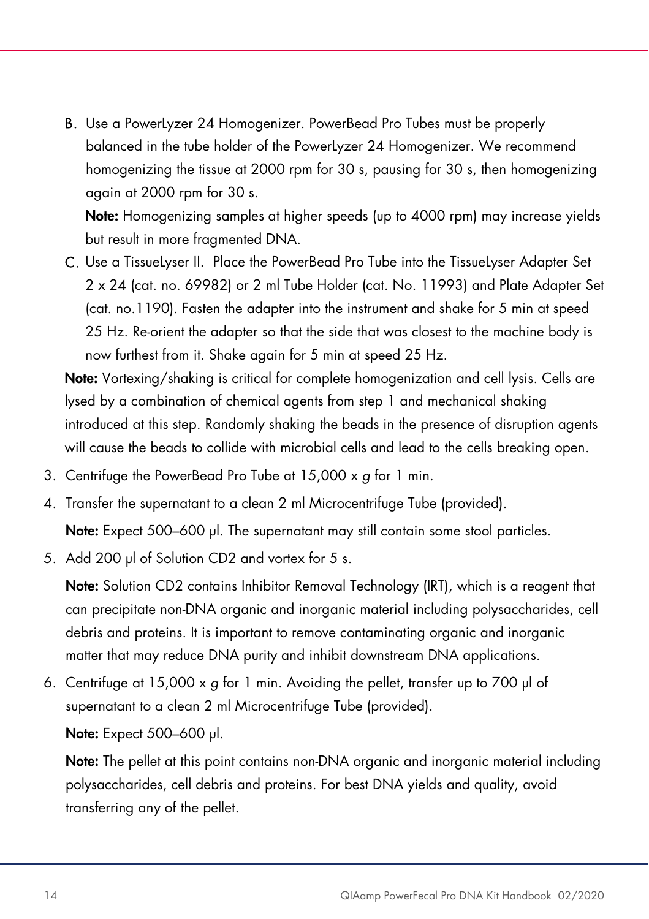B. Use a PowerLyzer 24 Homogenizer. PowerBead Pro Tubes must be properly balanced in the tube holder of the PowerLyzer 24 Homogenizer. We recommend homogenizing the tissue at 2000 rpm for 30 s, pausing for 30 s, then homogenizing again at 2000 rpm for 30 s.

   **Note:** Homogenizing samples at higher speeds (up to 4000 rpm) may increase yields but result in more fragmented DNA.

C. Use a TissueLyser II. Place the PowerBead Pro Tube into the TissueLyser Adapter Set 2 x 24 (cat. no. 69982) or 2 ml Tube Holder (cat. No. 11993) and Plate Adapter Set (cat. no.1190). Fasten the adapter into the instrument and shake for 5 min at speed 25 Hz. Re-orient the adapter so that the side that was closest to the machine body is now furthest from it. Shake again for 5 min at speed 25 Hz.

**Note:** Vortexing/shaking is critical for complete homogenization and cell lysis. Cells are lysed by a combination of chemical agents from step 1 and mechanical shaking introduced at this step. Randomly shaking the beads in the presence of disruption agents will cause the beads to collide with microbial cells and lead to the cells breaking open.

3. Centrifuge the PowerBead Pro Tube at 15,000 x *g* for 1 min.
4. Transfer the supernatant to a clean 2 ml Microcentrifuge Tube (provided).

   **Note:** Expect 500–600 µl. The supernatant may still contain some stool particles.

5. Add 200 µl of Solution CD2 and vortex for 5 s.

   **Note:** Solution CD2 contains Inhibitor Removal Technology (IRT), which is a reagent that can precipitate non-DNA organic and inorganic material including polysaccharides, cell debris and proteins. It is important to remove contaminating organic and inorganic matter that may reduce DNA purity and inhibit downstream DNA applications.

6. Centrifuge at 15,000 x *g* for 1 min. Avoiding the pellet, transfer up to 700 µl of supernatant to a clean 2 ml Microcentrifuge Tube (provided).

   **Note:** Expect 500–600 µl.

   **Note:** The pellet at this point contains non-DNA organic and inorganic material including polysaccharides, cell debris and proteins. For best DNA yields and quality, avoid transferring any of the pellet.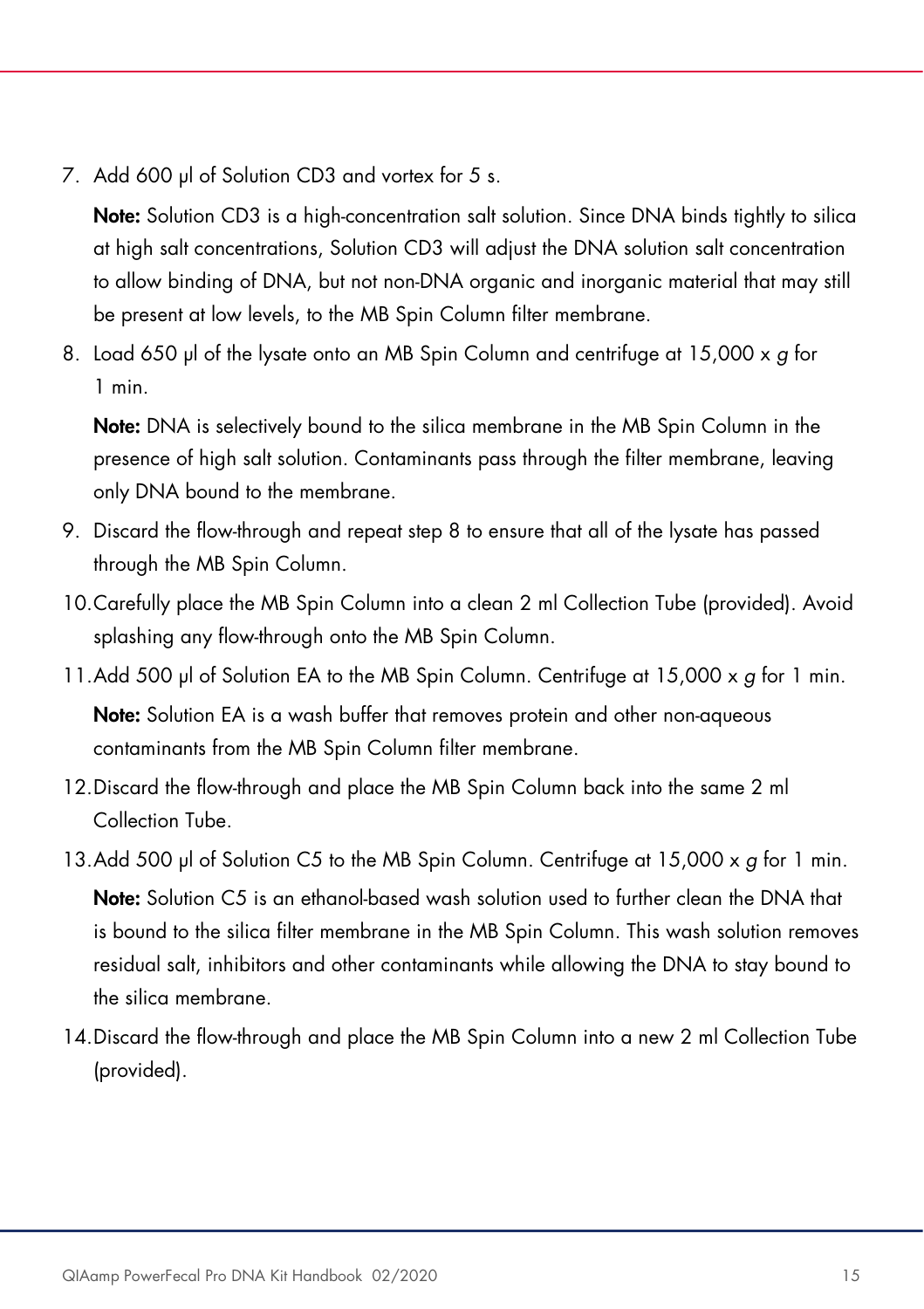7. Add 600 µl of Solution CD3 and vortex for 5 s.

   **Note:** Solution CD3 is a high-concentration salt solution. Since DNA binds tightly to silica at high salt concentrations, Solution CD3 will adjust the DNA solution salt concentration to allow binding of DNA, but not non-DNA organic and inorganic material that may still be present at low levels, to the MB Spin Column filter membrane.

8. Load 650 µl of the lysate onto an MB Spin Column and centrifuge at 15,000 x *g* for 1 min.

   **Note:** DNA is selectively bound to the silica membrane in the MB Spin Column in the presence of high salt solution. Contaminants pass through the filter membrane, leaving only DNA bound to the membrane.

9. Discard the flow-through and repeat step 8 to ensure that all of the lysate has passed through the MB Spin Column.

10. Carefully place the MB Spin Column into a clean 2 ml Collection Tube (provided). Avoid splashing any flow-through onto the MB Spin Column.

11. Add 500 µl of Solution EA to the MB Spin Column. Centrifuge at 15,000 x *g* for 1 min.

    **Note:** Solution EA is a wash buffer that removes protein and other non-aqueous contaminants from the MB Spin Column filter membrane.

12. Discard the flow-through and place the MB Spin Column back into the same 2 ml Collection Tube.

13. Add 500 µl of Solution C5 to the MB Spin Column. Centrifuge at 15,000 x *g* for 1 min.

    **Note:** Solution C5 is an ethanol-based wash solution used to further clean the DNA that is bound to the silica filter membrane in the MB Spin Column. This wash solution removes residual salt, inhibitors and other contaminants while allowing the DNA to stay bound to the silica membrane.

14. Discard the flow-through and place the MB Spin Column into a new 2 ml Collection Tube (provided).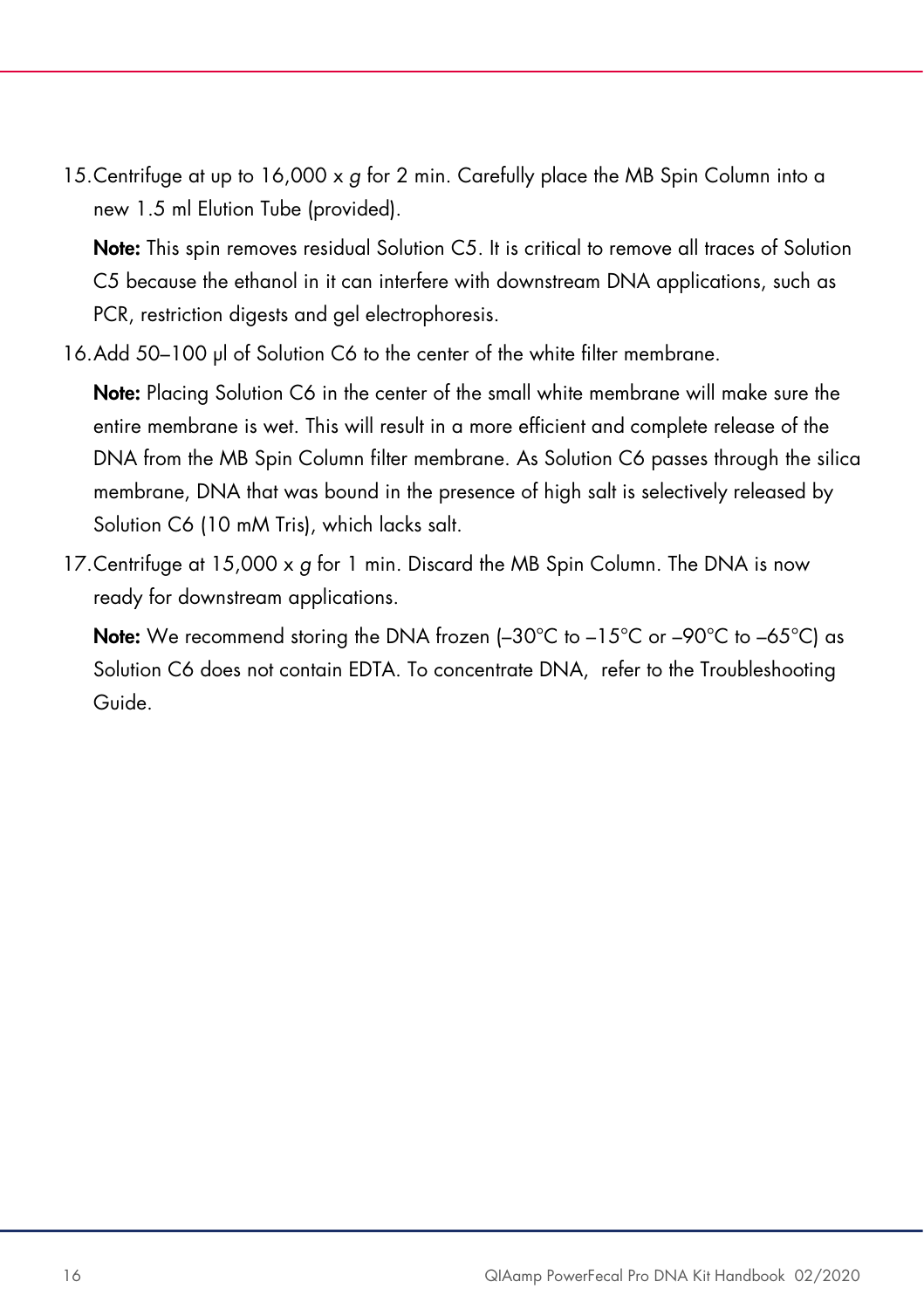15. Centrifuge at up to 16,000 x *g* for 2 min. Carefully place the MB Spin Column into a new 1.5 ml Elution Tube (provided).

    **Note:** This spin removes residual Solution C5. It is critical to remove all traces of Solution C5 because the ethanol in it can interfere with downstream DNA applications, such as PCR, restriction digests and gel electrophoresis.

16. Add 50–100 µl of Solution C6 to the center of the white filter membrane.

    **Note:** Placing Solution C6 in the center of the small white membrane will make sure the entire membrane is wet. This will result in a more efficient and complete release of the DNA from the MB Spin Column filter membrane. As Solution C6 passes through the silica membrane, DNA that was bound in the presence of high salt is selectively released by Solution C6 (10 mM Tris), which lacks salt.

17. Centrifuge at 15,000 x *g* for 1 min. Discard the MB Spin Column. The DNA is now ready for downstream applications.

    **Note:** We recommend storing the DNA frozen (–30°C to –15°C or –90°C to –65°C) as Solution C6 does not contain EDTA. To concentrate DNA, refer to the Troubleshooting Guide.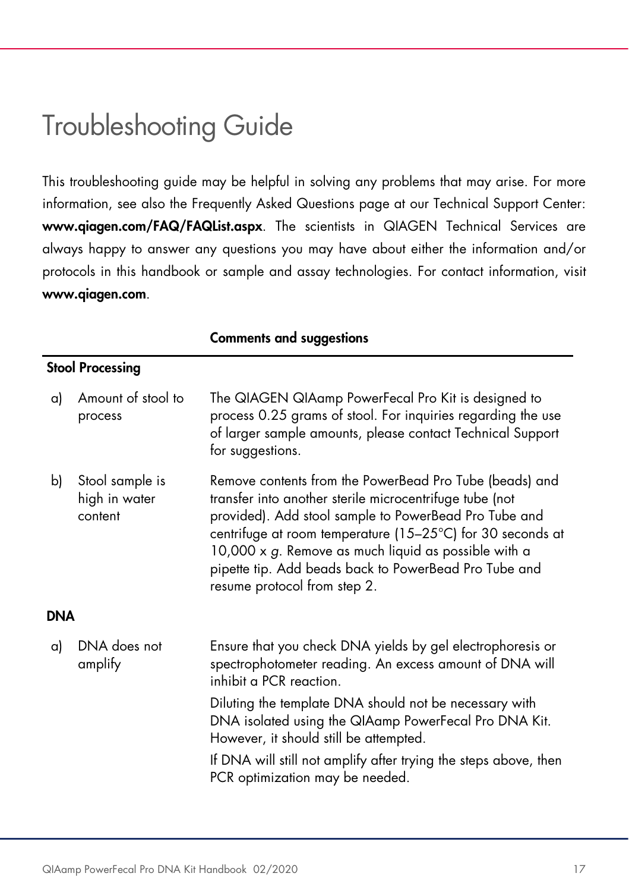# Troubleshooting Guide

This troubleshooting guide may be helpful in solving any problems that may arise. For more information, see also the Frequently Asked Questions page at our Technical Support Center: **www.qiagen.com/FAQ/FAQList.aspx**. The scientists in QIAGEN Technical Services are always happy to answer any questions you may have about either the information and/or protocols in this handbook or sample and assay technologies. For contact information, visit **www.qiagen.com**.

| | | Comments and suggestions |
|---|---|---|
| **Stool Processing** | | |
| a) | Amount of stool to process | The QIAGEN QIAamp PowerFecal Pro Kit is designed to process 0.25 grams of stool. For inquiries regarding the use of larger sample amounts, please contact Technical Support for suggestions. |
| b) | Stool sample is high in water content | Remove contents from the PowerBead Pro Tube (beads) and transfer into another sterile microcentrifuge tube (not provided). Add stool sample to PowerBead Pro Tube and centrifuge at room temperature (15–25°C) for 30 seconds at 10,000 x *g*. Remove as much liquid as possible with a pipette tip. Add beads back to PowerBead Pro Tube and resume protocol from step 2. |
| **DNA** | | |
| a) | DNA does not amplify | Ensure that you check DNA yields by gel electrophoresis or spectrophotometer reading. An excess amount of DNA will inhibit a PCR reaction.<br><br>Diluting the template DNA should not be necessary with DNA isolated using the QIAamp PowerFecal Pro DNA Kit. However, it should still be attempted.<br><br>If DNA will still not amplify after trying the steps above, then PCR optimization may be needed. |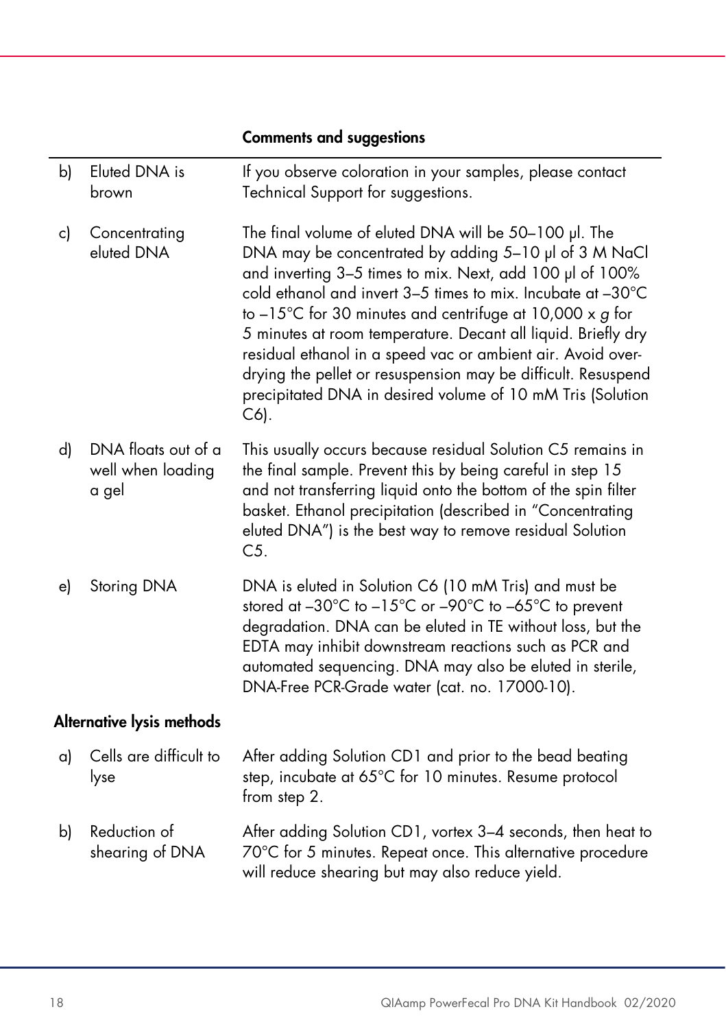| | | Comments and suggestions |
|---|---|---|
| b) | Eluted DNA is brown | If you observe coloration in your samples, please contact Technical Support for suggestions. |
| c) | Concentrating eluted DNA | The final volume of eluted DNA will be 50–100 µl. The DNA may be concentrated by adding 5–10 µl of 3 M NaCl and inverting 3–5 times to mix. Next, add 100 µl of 100% cold ethanol and invert 3–5 times to mix. Incubate at –30°C to –15°C for 30 minutes and centrifuge at 10,000 x *g* for 5 minutes at room temperature. Decant all liquid. Briefly dry residual ethanol in a speed vac or ambient air. Avoid over-drying the pellet or resuspension may be difficult. Resuspend precipitated DNA in desired volume of 10 mM Tris (Solution C6). |
| d) | DNA floats out of a well when loading a gel | This usually occurs because residual Solution C5 remains in the final sample. Prevent this by being careful in step 15 and not transferring liquid onto the bottom of the spin filter basket. Ethanol precipitation (described in "Concentrating eluted DNA") is the best way to remove residual Solution C5. |
| e) | Storing DNA | DNA is eluted in Solution C6 (10 mM Tris) and must be stored at –30°C to –15°C or –90°C to –65°C to prevent degradation. DNA can be eluted in TE without loss, but the EDTA may inhibit downstream reactions such as PCR and automated sequencing. DNA may also be eluted in sterile, DNA-Free PCR-Grade water (cat. no. 17000-10). |
| **Alternative lysis methods** | | |
| a) | Cells are difficult to lyse | After adding Solution CD1 and prior to the bead beating step, incubate at 65°C for 10 minutes. Resume protocol from step 2. |
| b) | Reduction of shearing of DNA | After adding Solution CD1, vortex 3–4 seconds, then heat to 70°C for 5 minutes. Repeat once. This alternative procedure will reduce shearing but may also reduce yield. |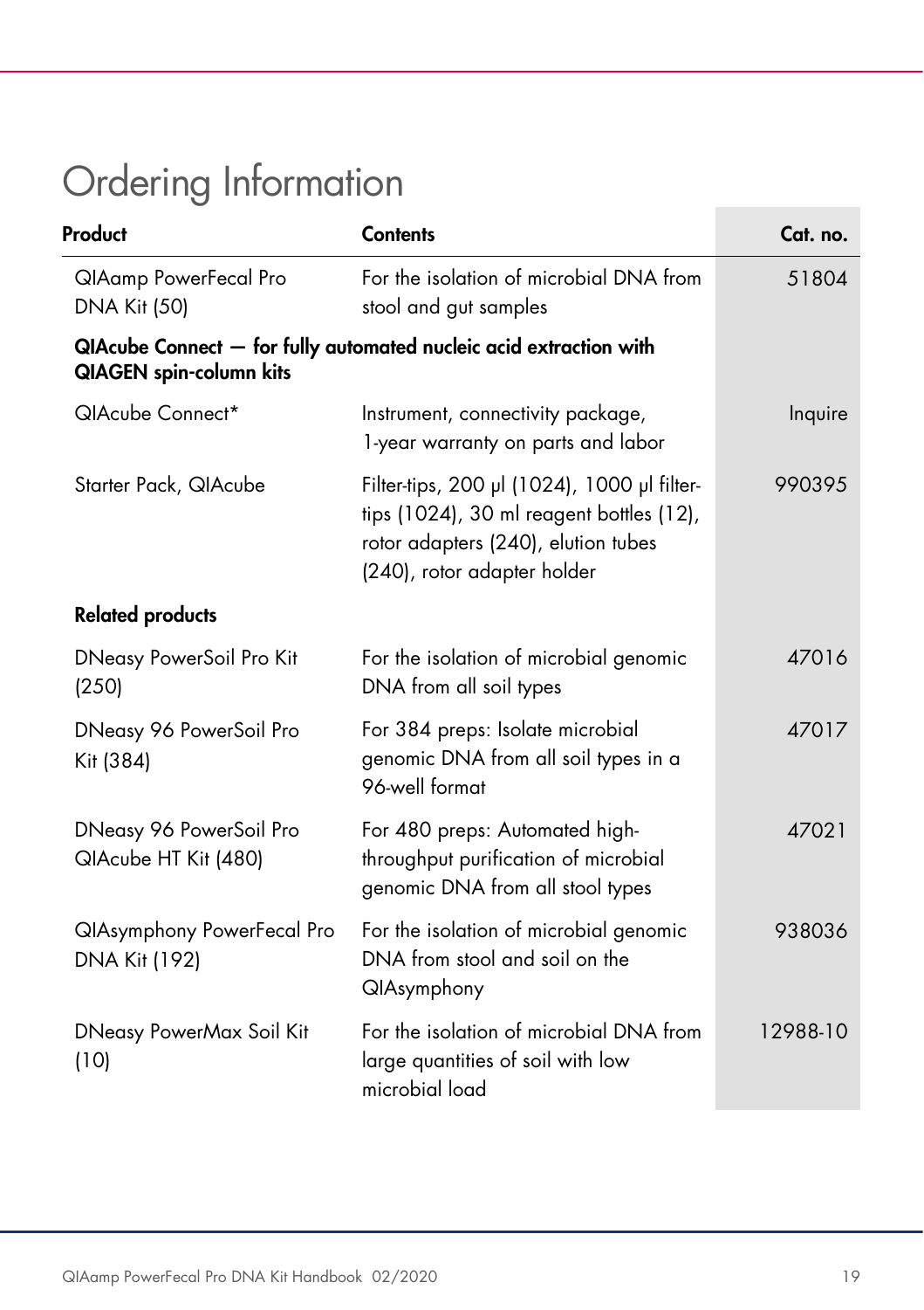# Ordering Information

| Product | Contents | Cat. no. |
|---|---|---|
| QIAamp PowerFecal Pro DNA Kit (50) | For the isolation of microbial DNA from stool and gut samples | 51804 |
| **QIAcube Connect — for fully automated nucleic acid extraction with QIAGEN spin-column kits** | | |
| QIAcube Connect* | Instrument, connectivity package, 1-year warranty on parts and labor | Inquire |
| Starter Pack, QIAcube | Filter-tips, 200 µl (1024), 1000 µl filter-tips (1024), 30 ml reagent bottles (12), rotor adapters (240), elution tubes (240), rotor adapter holder | 990395 |
| **Related products** | | |
| DNeasy PowerSoil Pro Kit (250) | For the isolation of microbial genomic DNA from all soil types | 47016 |
| DNeasy 96 PowerSoil Pro Kit (384) | For 384 preps: Isolate microbial genomic DNA from all soil types in a 96-well format | 47017 |
| DNeasy 96 PowerSoil Pro QIAcube HT Kit (480) | For 480 preps: Automated high-throughput purification of microbial genomic DNA from all stool types | 47021 |
| QIAsymphony PowerFecal Pro DNA Kit (192) | For the isolation of microbial genomic DNA from stool and soil on the QIAsymphony | 938036 |
| DNeasy PowerMax Soil Kit (10) | For the isolation of microbial DNA from large quantities of soil with low microbial load | 12988-10 |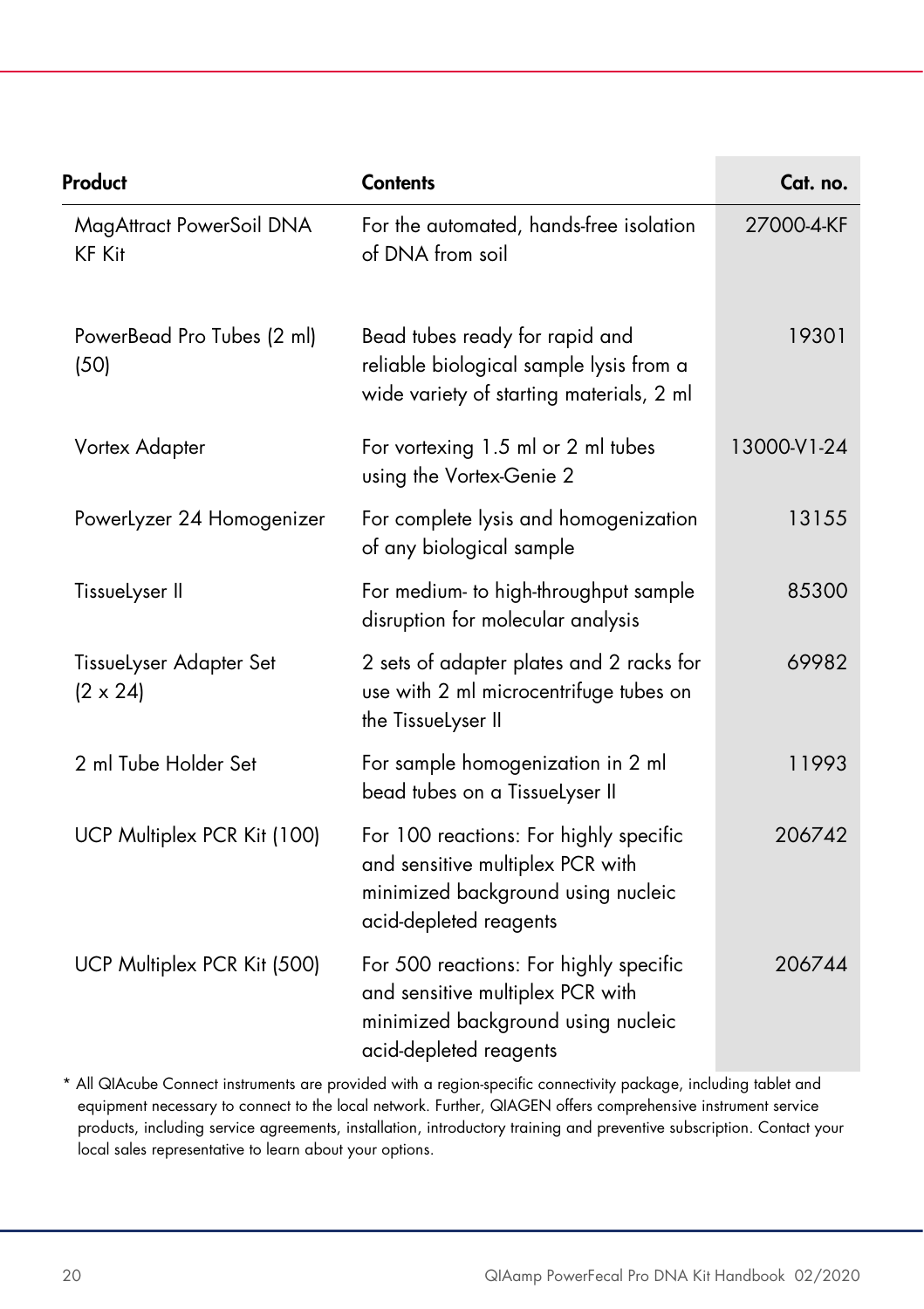| Product | Contents | Cat. no. |
|---|---|---|
| MagAttract PowerSoil DNA KF Kit | For the automated, hands-free isolation of DNA from soil | 27000-4-KF |
| PowerBead Pro Tubes (2 ml) (50) | Bead tubes ready for rapid and reliable biological sample lysis from a wide variety of starting materials, 2 ml | 19301 |
| Vortex Adapter | For vortexing 1.5 ml or 2 ml tubes using the Vortex-Genie 2 | 13000-V1-24 |
| PowerLyzer 24 Homogenizer | For complete lysis and homogenization of any biological sample | 13155 |
| TissueLyser II | For medium- to high-throughput sample disruption for molecular analysis | 85300 |
| TissueLyser Adapter Set (2 x 24) | 2 sets of adapter plates and 2 racks for use with 2 ml microcentrifuge tubes on the TissueLyser II | 69982 |
| 2 ml Tube Holder Set | For sample homogenization in 2 ml bead tubes on a TissueLyser II | 11993 |
| UCP Multiplex PCR Kit (100) | For 100 reactions: For highly specific and sensitive multiplex PCR with minimized background using nucleic acid-depleted reagents | 206742 |
| UCP Multiplex PCR Kit (500) | For 500 reactions: For highly specific and sensitive multiplex PCR with minimized background using nucleic acid-depleted reagents | 206744 |

* All QIAcube Connect instruments are provided with a region-specific connectivity package, including tablet and equipment necessary to connect to the local network. Further, QIAGEN offers comprehensive instrument service products, including service agreements, installation, introductory training and preventive subscription. Contact your local sales representative to learn about your options.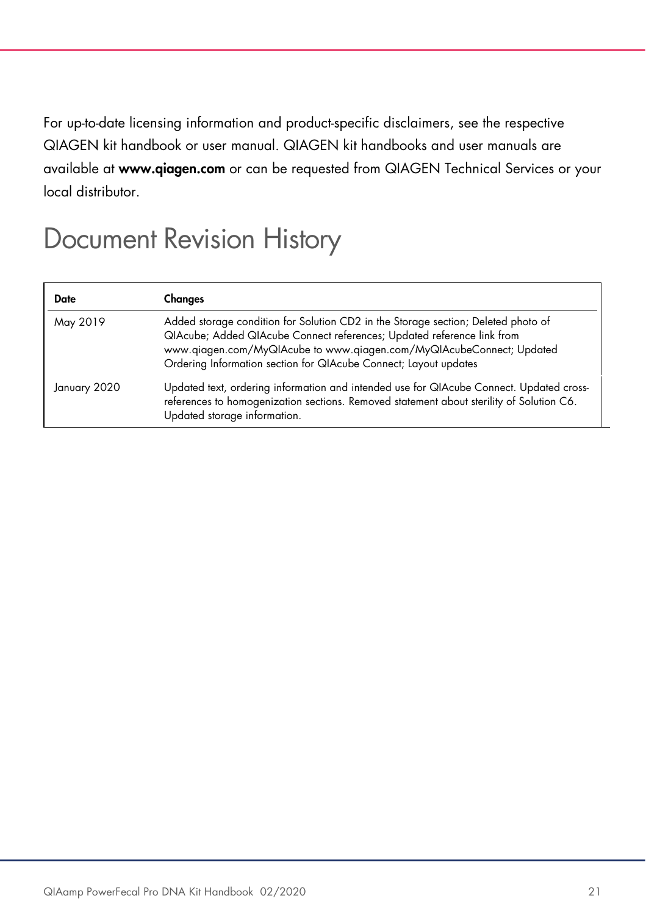For up-to-date licensing information and product-specific disclaimers, see the respective QIAGEN kit handbook or user manual. QIAGEN kit handbooks and user manuals are available at **www.qiagen.com** or can be requested from QIAGEN Technical Services or your local distributor.

# Document Revision History

| Date | Changes |
|---|---|
| May 2019 | Added storage condition for Solution CD2 in the Storage section; Deleted photo of QIAcube; Added QIAcube Connect references; Updated reference link from www.qiagen.com/MyQIAcube to www.qiagen.com/MyQIAcubeConnect; Updated Ordering Information section for QIAcube Connect; Layout updates |
| January 2020 | Updated text, ordering information and intended use for QIAcube Connect. Updated cross-references to homogenization sections. Removed statement about sterility of Solution C6. Updated storage information. |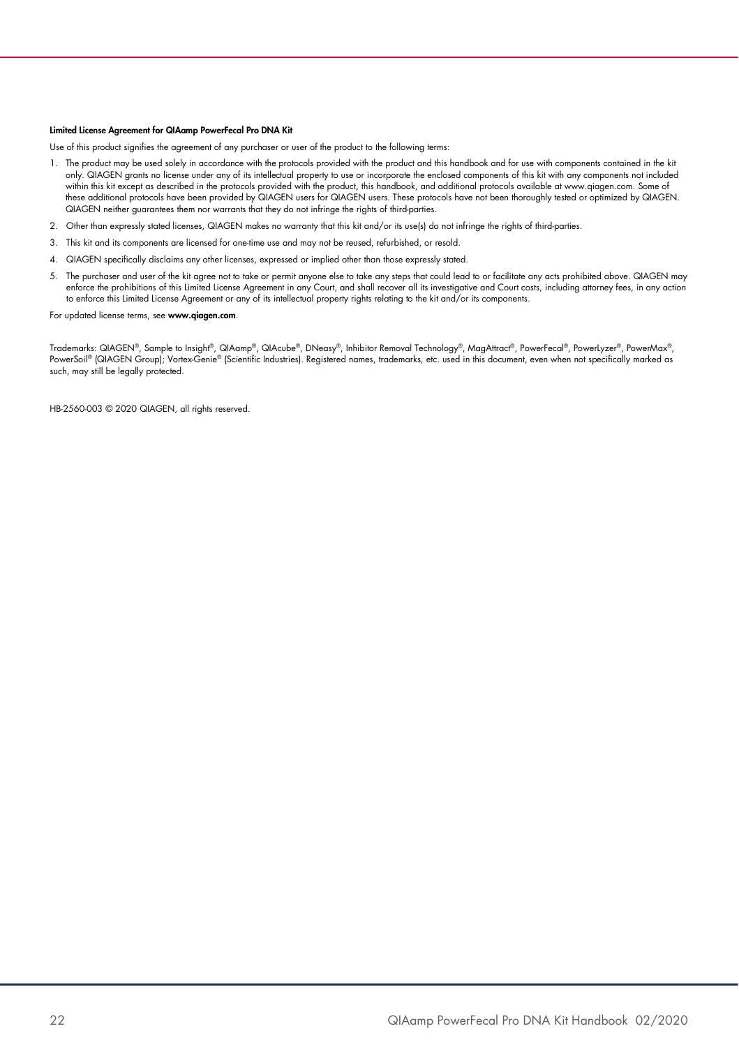**Limited License Agreement for QIAamp PowerFecal Pro DNA Kit**

Use of this product signifies the agreement of any purchaser or user of the product to the following terms:

1. The product may be used solely in accordance with the protocols provided with the product and this handbook and for use with components contained in the kit only. QIAGEN grants no license under any of its intellectual property to use or incorporate the enclosed components of this kit with any components not included within this kit except as described in the protocols provided with the product, this handbook, and additional protocols available at www.qiagen.com. Some of these additional protocols have been provided by QIAGEN users for QIAGEN users. These protocols have not been thoroughly tested or optimized by QIAGEN. QIAGEN neither guarantees them nor warrants that they do not infringe the rights of third-parties.
2. Other than expressly stated licenses, QIAGEN makes no warranty that this kit and/or its use(s) do not infringe the rights of third-parties.
3. This kit and its components are licensed for one-time use and may not be reused, refurbished, or resold.
4. QIAGEN specifically disclaims any other licenses, expressed or implied other than those expressly stated.
5. The purchaser and user of the kit agree not to take or permit anyone else to take any steps that could lead to or facilitate any acts prohibited above. QIAGEN may enforce the prohibitions of this Limited License Agreement in any Court, and shall recover all its investigative and Court costs, including attorney fees, in any action to enforce this Limited License Agreement or any of its intellectual property rights relating to the kit and/or its components.

For updated license terms, see **www.qiagen.com**.

Trademarks: QIAGEN®, Sample to Insight®, QIAamp®, QIAcube®, DNeasy®, Inhibitor Removal Technology®, MagAttract®, PowerFecal®, PowerLyzer®, PowerMax®, PowerSoil® (QIAGEN Group); Vortex-Genie® (Scientific Industries). Registered names, trademarks, etc. used in this document, even when not specifically marked as such, may still be legally protected.

HB-2560-003 © 2020 QIAGEN, all rights reserved.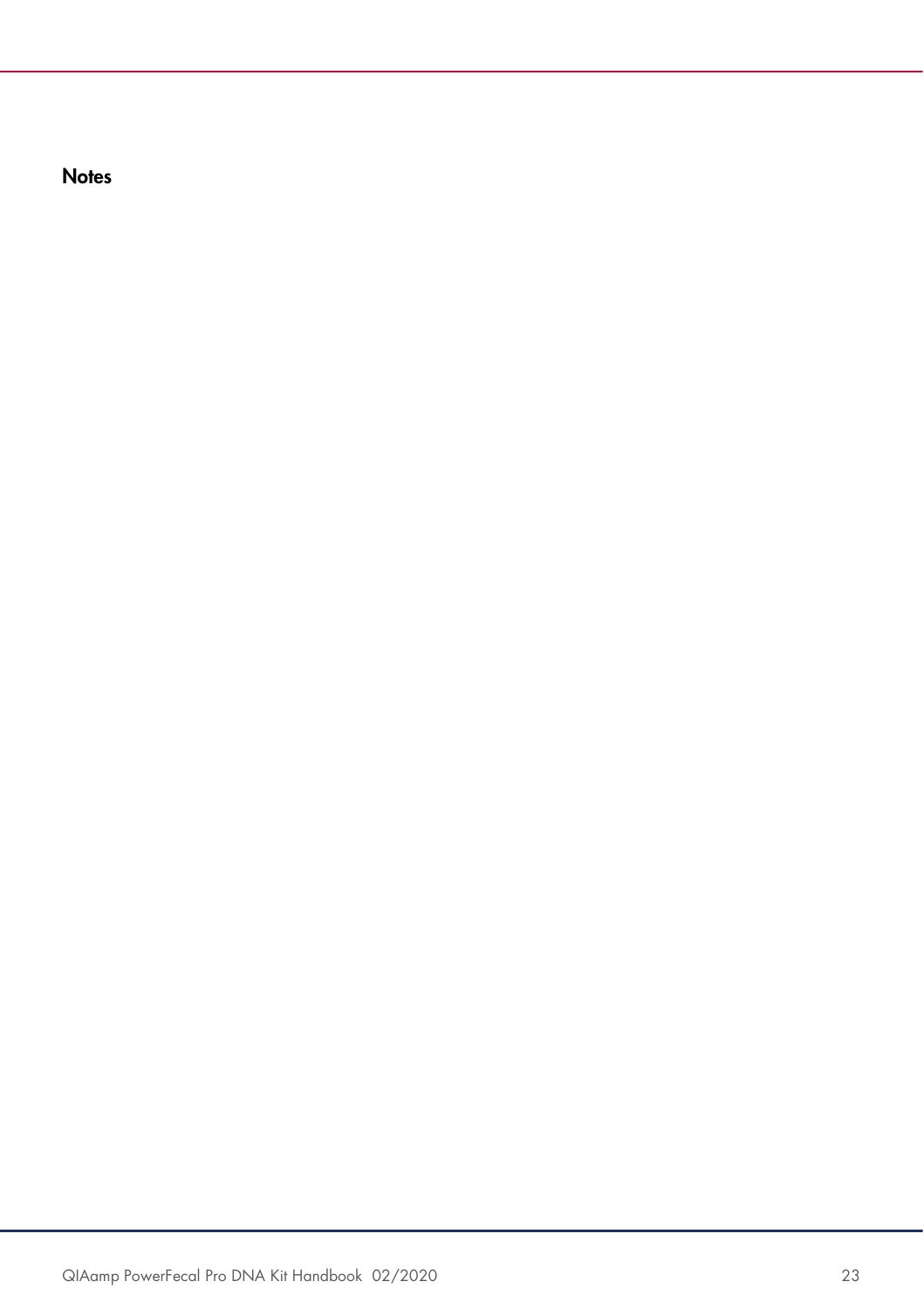## Notes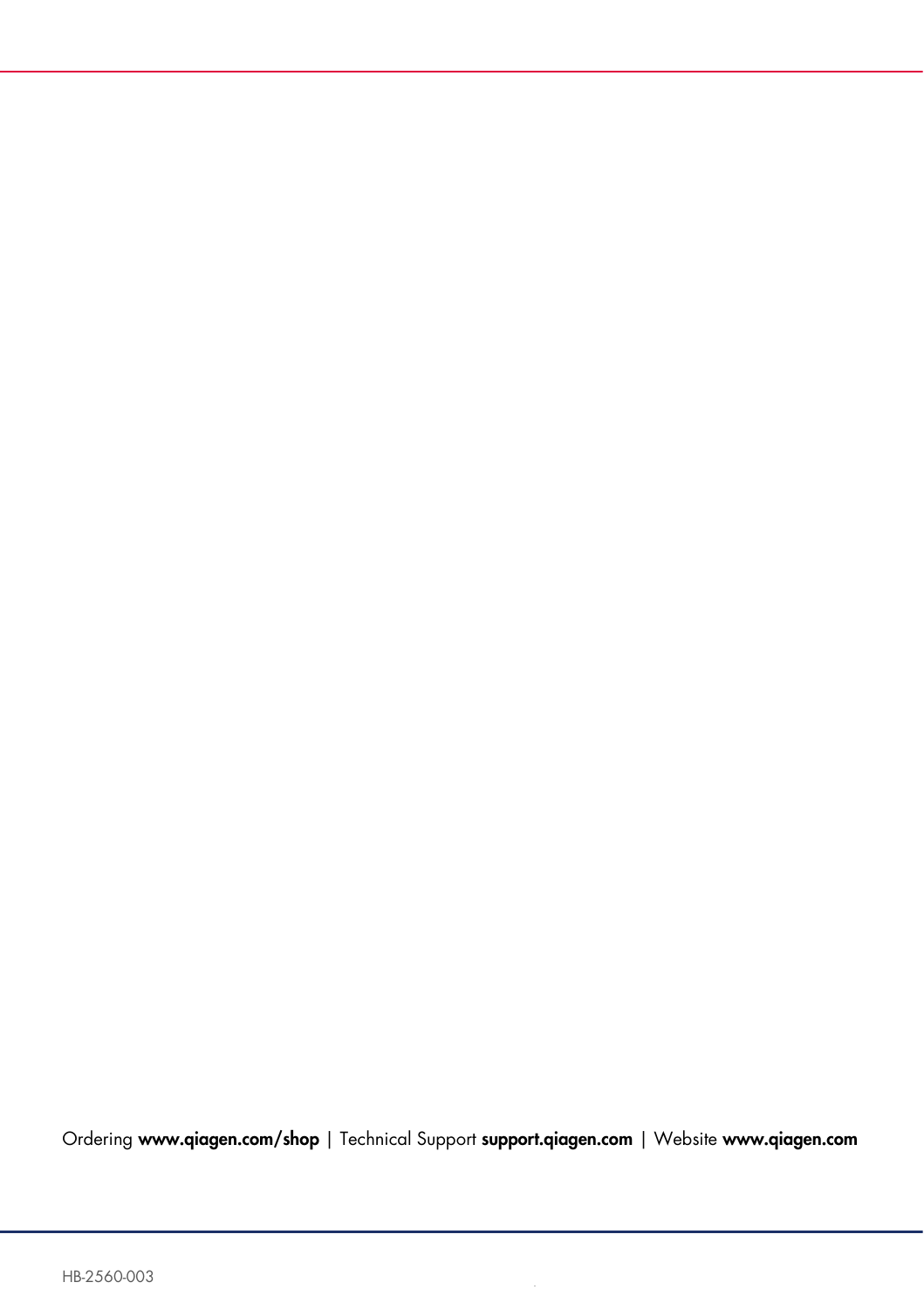Ordering **www.qiagen.com/shop** | Technical Support **support.qiagen.com** | Website **www.qiagen.com**

HB-2560-003